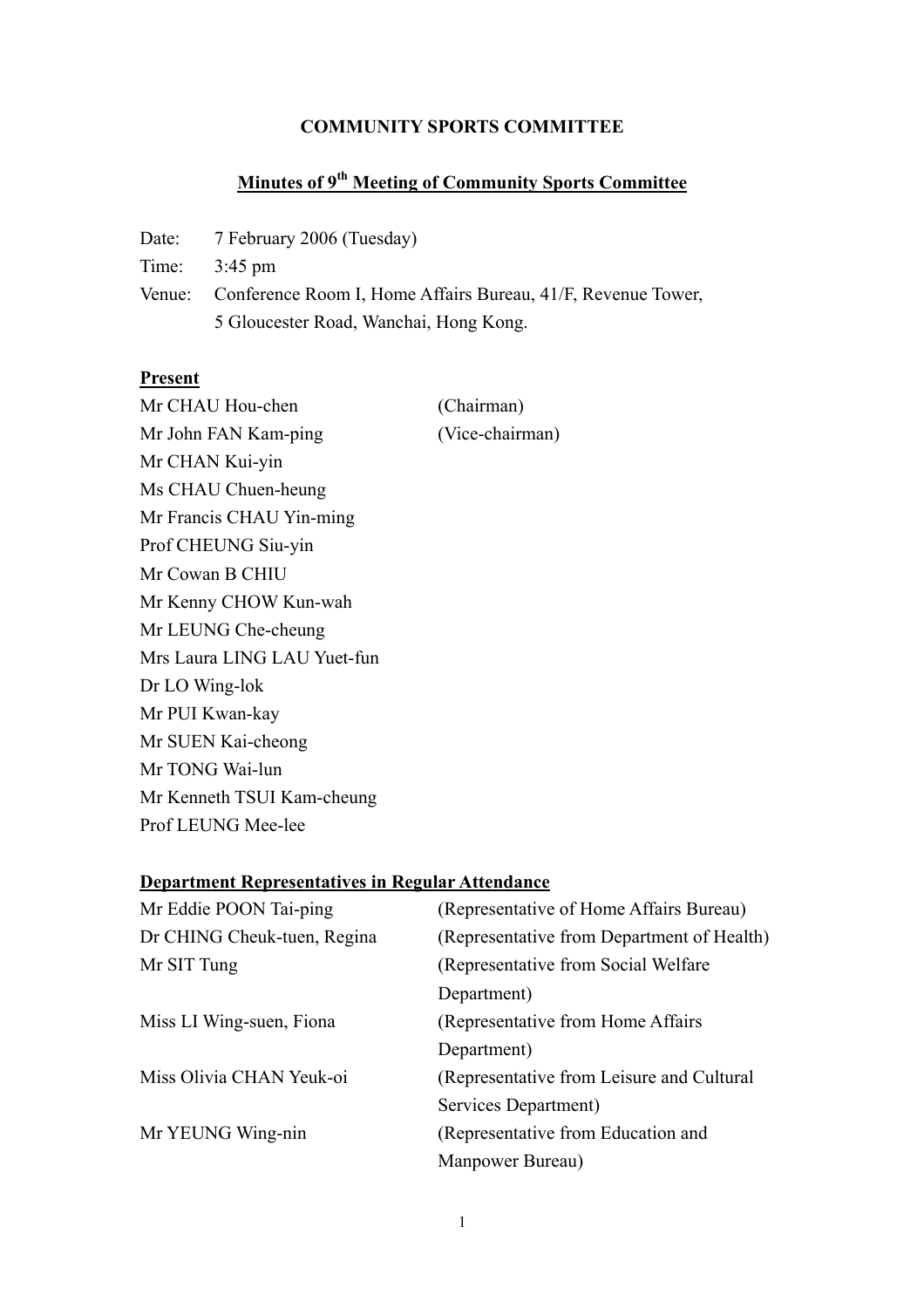# COMMUNITY SPORTS COMMITTEE

## Minutes of 9th Meeting of Community Sports Committee

Date: 7 February 2006 (Tuesday)

Time: 3:45 pm

Venue: Conference Room I, Home Affairs Bureau, 41/F, Revenue Tower, 5 Gloucester Road, Wanchai, Hong Kong.

**Present**

Mr CHAU Hou-chen (Chairman)
Mr John FAN Kam-ping (Vice-chairman)
Mr CHAN Kui-yin
Ms CHAU Chuen-heung
Mr Francis CHAU Yin-ming
Prof CHEUNG Siu-yin
Mr Cowan B CHIU
Mr Kenny CHOW Kun-wah
Mr LEUNG Che-cheung
Mrs Laura LING LAU Yuet-fun
Dr LO Wing-lok
Mr PUI Kwan-kay
Mr SUEN Kai-cheong
Mr TONG Wai-lun
Mr Kenneth TSUI Kam-cheung
Prof LEUNG Mee-lee

**Department Representatives in Regular Attendance**

Mr Eddie POON Tai-ping (Representative of Home Affairs Bureau)
Dr CHING Cheuk-tuen, Regina (Representative from Department of Health)
Mr SIT Tung (Representative from Social Welfare Department)
Miss LI Wing-suen, Fiona (Representative from Home Affairs Department)
Miss Olivia CHAN Yeuk-oi (Representative from Leisure and Cultural Services Department)
Mr YEUNG Wing-nin (Representative from Education and Manpower Bureau)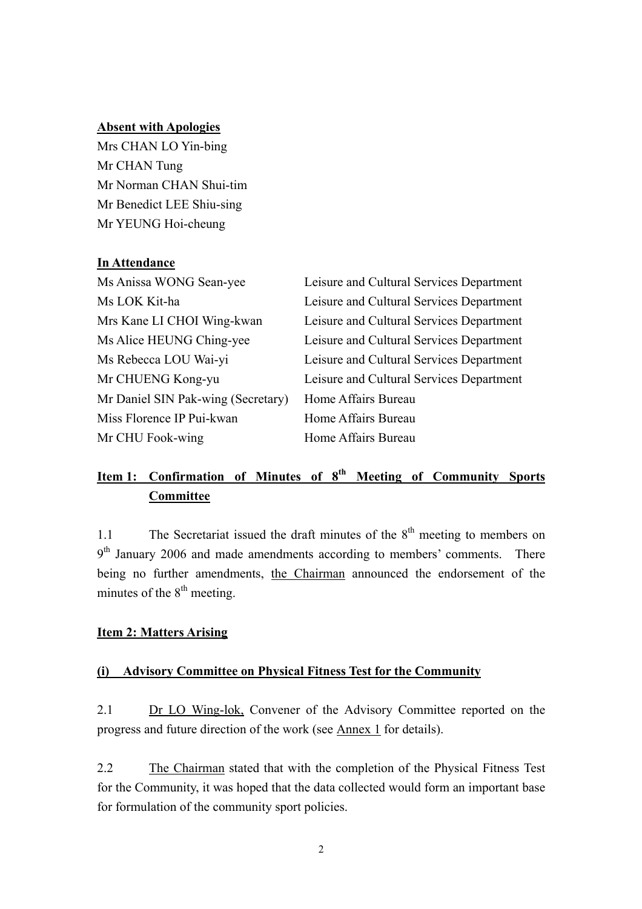**Absent with Apologies**

Mrs CHAN LO Yin-bing
Mr CHAN Tung
Mr Norman CHAN Shui-tim
Mr Benedict LEE Shiu-sing
Mr YEUNG Hoi-cheung

**In Attendance**

| | |
|---|---|
| Ms Anissa WONG Sean-yee | Leisure and Cultural Services Department |
| Ms LOK Kit-ha | Leisure and Cultural Services Department |
| Mrs Kane LI CHOI Wing-kwan | Leisure and Cultural Services Department |
| Ms Alice HEUNG Ching-yee | Leisure and Cultural Services Department |
| Ms Rebecca LOU Wai-yi | Leisure and Cultural Services Department |
| Mr CHUENG Kong-yu | Leisure and Cultural Services Department |
| Mr Daniel SIN Pak-wing (Secretary) | Home Affairs Bureau |
| Miss Florence IP Pui-kwan | Home Affairs Bureau |
| Mr CHU Fook-wing | Home Affairs Bureau |

**Item 1: Confirmation of Minutes of 8th Meeting of Community Sports Committee**

1.1 The Secretariat issued the draft minutes of the 8th meeting to members on 9th January 2006 and made amendments according to members' comments. There being no further amendments, the Chairman announced the endorsement of the minutes of the 8th meeting.

**Item 2: Matters Arising**

**(i) Advisory Committee on Physical Fitness Test for the Community**

2.1 Dr LO Wing-lok, Convener of the Advisory Committee reported on the progress and future direction of the work (see Annex 1 for details).

2.2 The Chairman stated that with the completion of the Physical Fitness Test for the Community, it was hoped that the data collected would form an important base for formulation of the community sport policies.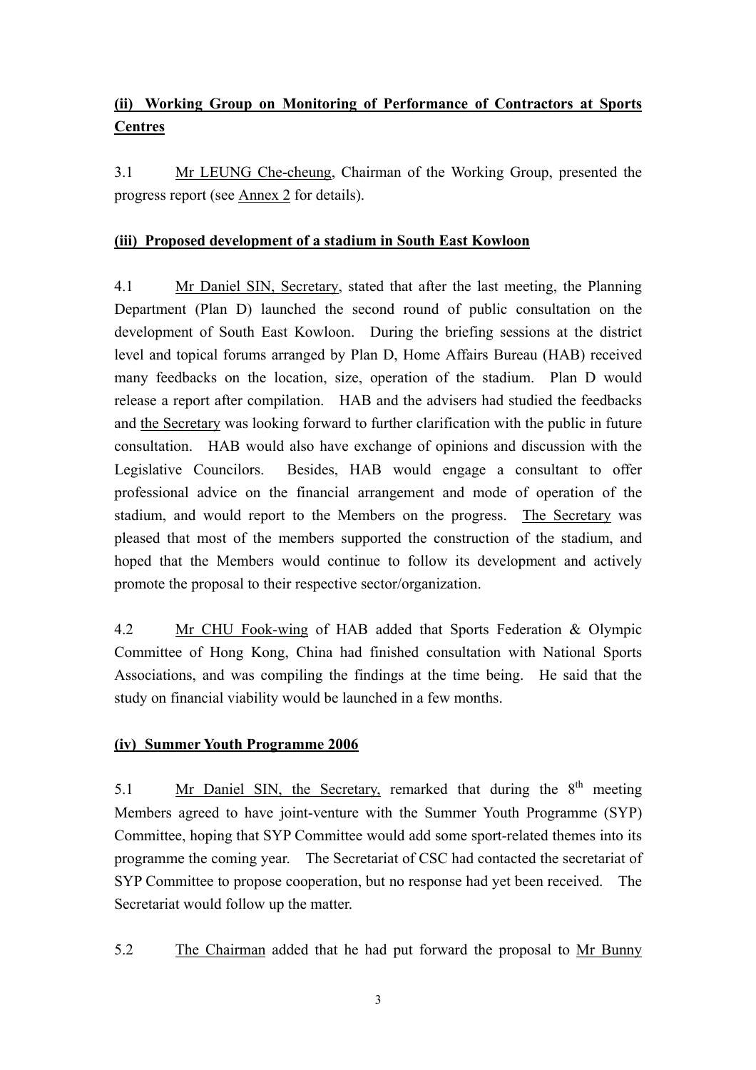**(ii) Working Group on Monitoring of Performance of Contractors at Sports Centres**

3.1 Mr LEUNG Che-cheung, Chairman of the Working Group, presented the progress report (see Annex 2 for details).

**(iii) Proposed development of a stadium in South East Kowloon**

4.1 Mr Daniel SIN, Secretary, stated that after the last meeting, the Planning Department (Plan D) launched the second round of public consultation on the development of South East Kowloon. During the briefing sessions at the district level and topical forums arranged by Plan D, Home Affairs Bureau (HAB) received many feedbacks on the location, size, operation of the stadium. Plan D would release a report after compilation. HAB and the advisers had studied the feedbacks and the Secretary was looking forward to further clarification with the public in future consultation. HAB would also have exchange of opinions and discussion with the Legislative Councilors. Besides, HAB would engage a consultant to offer professional advice on the financial arrangement and mode of operation of the stadium, and would report to the Members on the progress. The Secretary was pleased that most of the members supported the construction of the stadium, and hoped that the Members would continue to follow its development and actively promote the proposal to their respective sector/organization.

4.2 Mr CHU Fook-wing of HAB added that Sports Federation & Olympic Committee of Hong Kong, China had finished consultation with National Sports Associations, and was compiling the findings at the time being. He said that the study on financial viability would be launched in a few months.

**(iv) Summer Youth Programme 2006**

5.1 Mr Daniel SIN, the Secretary, remarked that during the 8th meeting Members agreed to have joint-venture with the Summer Youth Programme (SYP) Committee, hoping that SYP Committee would add some sport-related themes into its programme the coming year. The Secretariat of CSC had contacted the secretariat of SYP Committee to propose cooperation, but no response had yet been received. The Secretariat would follow up the matter.

5.2 The Chairman added that he had put forward the proposal to Mr Bunny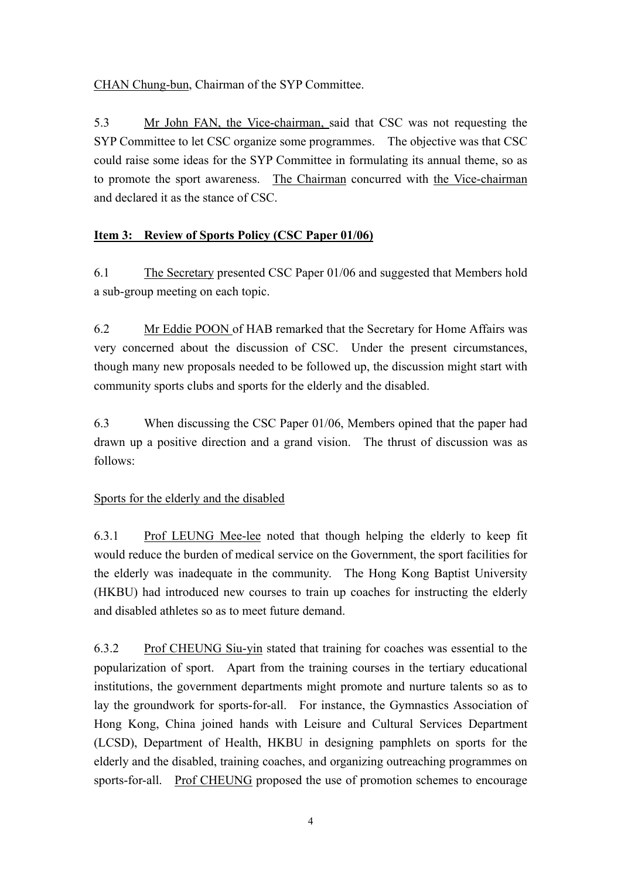CHAN Chung-bun, Chairman of the SYP Committee.

5.3 Mr John FAN, the Vice-chairman, said that CSC was not requesting the SYP Committee to let CSC organize some programmes. The objective was that CSC could raise some ideas for the SYP Committee in formulating its annual theme, so as to promote the sport awareness. The Chairman concurred with the Vice-chairman and declared it as the stance of CSC.

**Item 3: Review of Sports Policy (CSC Paper 01/06)**

6.1 The Secretary presented CSC Paper 01/06 and suggested that Members hold a sub-group meeting on each topic.

6.2 Mr Eddie POON of HAB remarked that the Secretary for Home Affairs was very concerned about the discussion of CSC. Under the present circumstances, though many new proposals needed to be followed up, the discussion might start with community sports clubs and sports for the elderly and the disabled.

6.3 When discussing the CSC Paper 01/06, Members opined that the paper had drawn up a positive direction and a grand vision. The thrust of discussion was as follows:

Sports for the elderly and the disabled

6.3.1 Prof LEUNG Mee-lee noted that though helping the elderly to keep fit would reduce the burden of medical service on the Government, the sport facilities for the elderly was inadequate in the community. The Hong Kong Baptist University (HKBU) had introduced new courses to train up coaches for instructing the elderly and disabled athletes so as to meet future demand.

6.3.2 Prof CHEUNG Siu-yin stated that training for coaches was essential to the popularization of sport. Apart from the training courses in the tertiary educational institutions, the government departments might promote and nurture talents so as to lay the groundwork for sports-for-all. For instance, the Gymnastics Association of Hong Kong, China joined hands with Leisure and Cultural Services Department (LCSD), Department of Health, HKBU in designing pamphlets on sports for the elderly and the disabled, training coaches, and organizing outreaching programmes on sports-for-all. Prof CHEUNG proposed the use of promotion schemes to encourage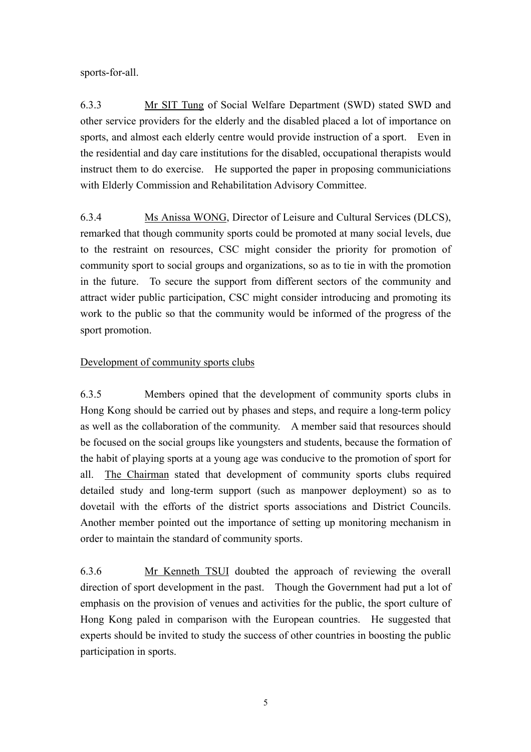sports-for-all.

6.3.3 Mr SIT Tung of Social Welfare Department (SWD) stated SWD and other service providers for the elderly and the disabled placed a lot of importance on sports, and almost each elderly centre would provide instruction of a sport. Even in the residential and day care institutions for the disabled, occupational therapists would instruct them to do exercise. He supported the paper in proposing communiciations with Elderly Commission and Rehabilitation Advisory Committee.

6.3.4 Ms Anissa WONG, Director of Leisure and Cultural Services (DLCS), remarked that though community sports could be promoted at many social levels, due to the restraint on resources, CSC might consider the priority for promotion of community sport to social groups and organizations, so as to tie in with the promotion in the future. To secure the support from different sectors of the community and attract wider public participation, CSC might consider introducing and promoting its work to the public so that the community would be informed of the progress of the sport promotion.

Development of community sports clubs

6.3.5 Members opined that the development of community sports clubs in Hong Kong should be carried out by phases and steps, and require a long-term policy as well as the collaboration of the community. A member said that resources should be focused on the social groups like youngsters and students, because the formation of the habit of playing sports at a young age was conducive to the promotion of sport for all. The Chairman stated that development of community sports clubs required detailed study and long-term support (such as manpower deployment) so as to dovetail with the efforts of the district sports associations and District Councils. Another member pointed out the importance of setting up monitoring mechanism in order to maintain the standard of community sports.

6.3.6 Mr Kenneth TSUI doubted the approach of reviewing the overall direction of sport development in the past. Though the Government had put a lot of emphasis on the provision of venues and activities for the public, the sport culture of Hong Kong paled in comparison with the European countries. He suggested that experts should be invited to study the success of other countries in boosting the public participation in sports.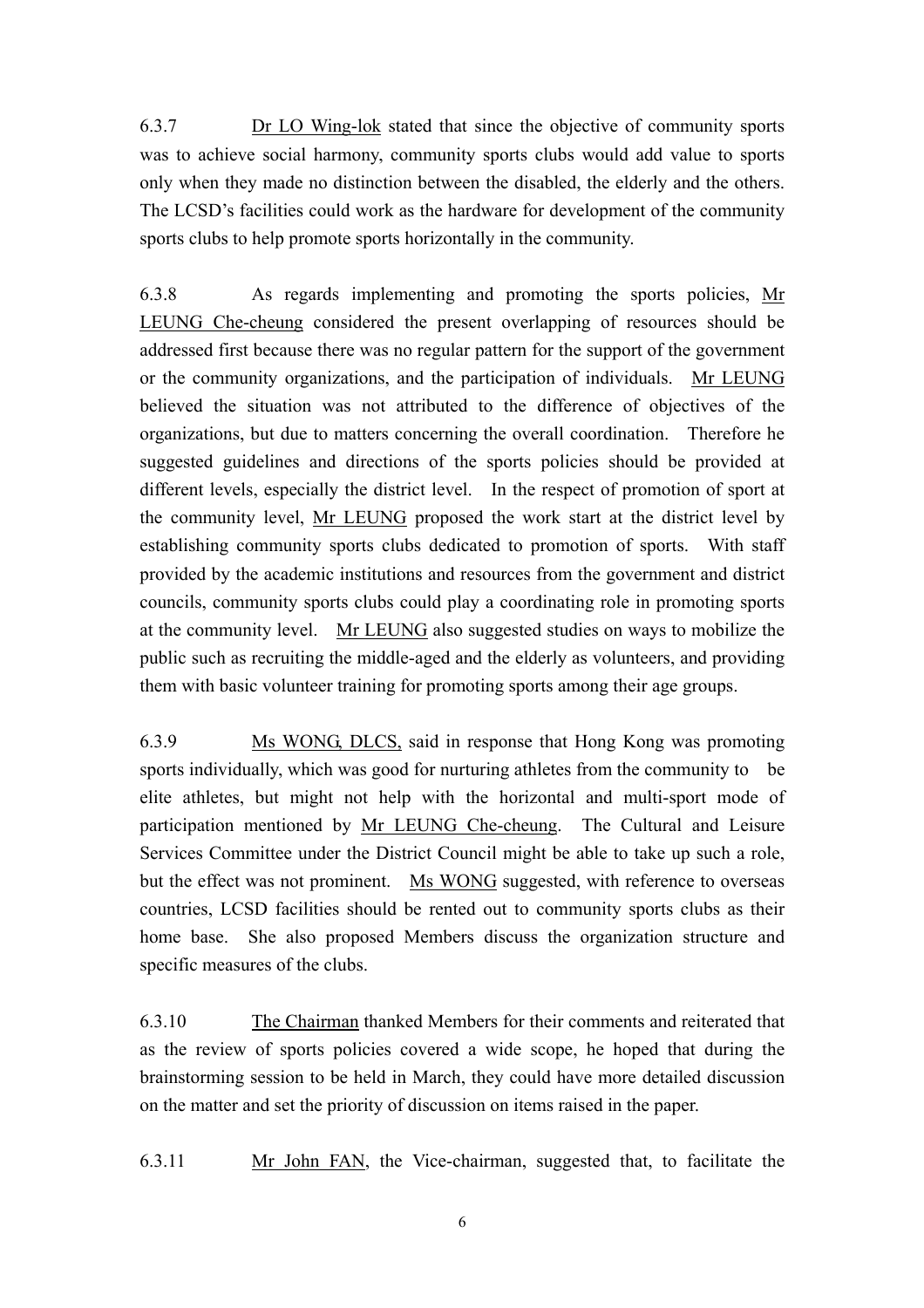6.3.7 Dr LO Wing-lok stated that since the objective of community sports was to achieve social harmony, community sports clubs would add value to sports only when they made no distinction between the disabled, the elderly and the others. The LCSD's facilities could work as the hardware for development of the community sports clubs to help promote sports horizontally in the community.

6.3.8 As regards implementing and promoting the sports policies, Mr LEUNG Che-cheung considered the present overlapping of resources should be addressed first because there was no regular pattern for the support of the government or the community organizations, and the participation of individuals. Mr LEUNG believed the situation was not attributed to the difference of objectives of the organizations, but due to matters concerning the overall coordination. Therefore he suggested guidelines and directions of the sports policies should be provided at different levels, especially the district level. In the respect of promotion of sport at the community level, Mr LEUNG proposed the work start at the district level by establishing community sports clubs dedicated to promotion of sports. With staff provided by the academic institutions and resources from the government and district councils, community sports clubs could play a coordinating role in promoting sports at the community level. Mr LEUNG also suggested studies on ways to mobilize the public such as recruiting the middle-aged and the elderly as volunteers, and providing them with basic volunteer training for promoting sports among their age groups.

6.3.9 Ms WONG, DLCS, said in response that Hong Kong was promoting sports individually, which was good for nurturing athletes from the community to be elite athletes, but might not help with the horizontal and multi-sport mode of participation mentioned by Mr LEUNG Che-cheung. The Cultural and Leisure Services Committee under the District Council might be able to take up such a role, but the effect was not prominent. Ms WONG suggested, with reference to overseas countries, LCSD facilities should be rented out to community sports clubs as their home base. She also proposed Members discuss the organization structure and specific measures of the clubs.

6.3.10 The Chairman thanked Members for their comments and reiterated that as the review of sports policies covered a wide scope, he hoped that during the brainstorming session to be held in March, they could have more detailed discussion on the matter and set the priority of discussion on items raised in the paper.

6.3.11 Mr John FAN, the Vice-chairman, suggested that, to facilitate the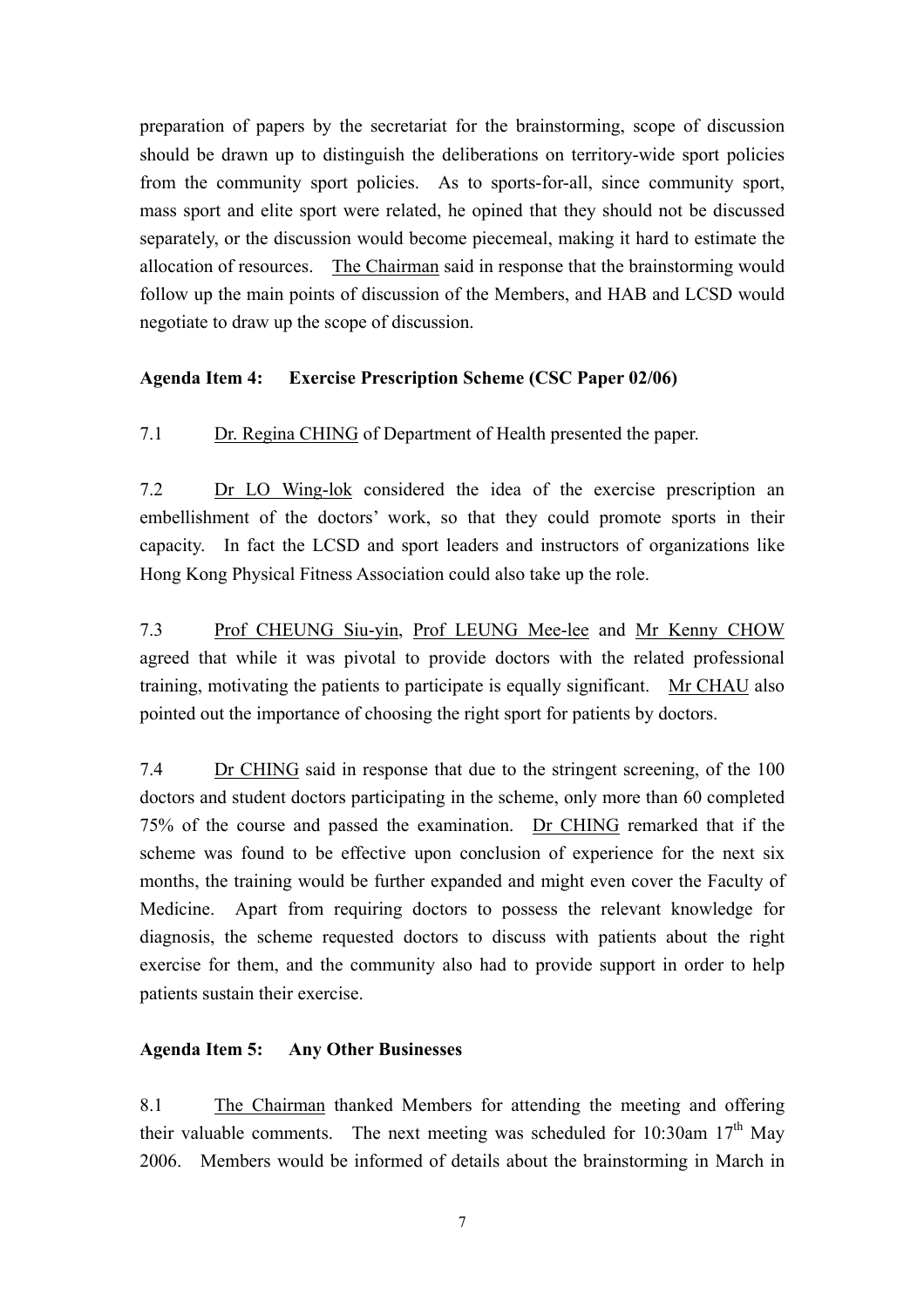preparation of papers by the secretariat for the brainstorming, scope of discussion should be drawn up to distinguish the deliberations on territory-wide sport policies from the community sport policies. As to sports-for-all, since community sport, mass sport and elite sport were related, he opined that they should not be discussed separately, or the discussion would become piecemeal, making it hard to estimate the allocation of resources. The Chairman said in response that the brainstorming would follow up the main points of discussion of the Members, and HAB and LCSD would negotiate to draw up the scope of discussion.

**Agenda Item 4: Exercise Prescription Scheme (CSC Paper 02/06)**

7.1 Dr. Regina CHING of Department of Health presented the paper.

7.2 Dr LO Wing-lok considered the idea of the exercise prescription an embellishment of the doctors' work, so that they could promote sports in their capacity. In fact the LCSD and sport leaders and instructors of organizations like Hong Kong Physical Fitness Association could also take up the role.

7.3 Prof CHEUNG Siu-yin, Prof LEUNG Mee-lee and Mr Kenny CHOW agreed that while it was pivotal to provide doctors with the related professional training, motivating the patients to participate is equally significant. Mr CHAU also pointed out the importance of choosing the right sport for patients by doctors.

7.4 Dr CHING said in response that due to the stringent screening, of the 100 doctors and student doctors participating in the scheme, only more than 60 completed 75% of the course and passed the examination. Dr CHING remarked that if the scheme was found to be effective upon conclusion of experience for the next six months, the training would be further expanded and might even cover the Faculty of Medicine. Apart from requiring doctors to possess the relevant knowledge for diagnosis, the scheme requested doctors to discuss with patients about the right exercise for them, and the community also had to provide support in order to help patients sustain their exercise.

**Agenda Item 5: Any Other Businesses**

8.1 The Chairman thanked Members for attending the meeting and offering their valuable comments. The next meeting was scheduled for 10:30am 17th May 2006. Members would be informed of details about the brainstorming in March in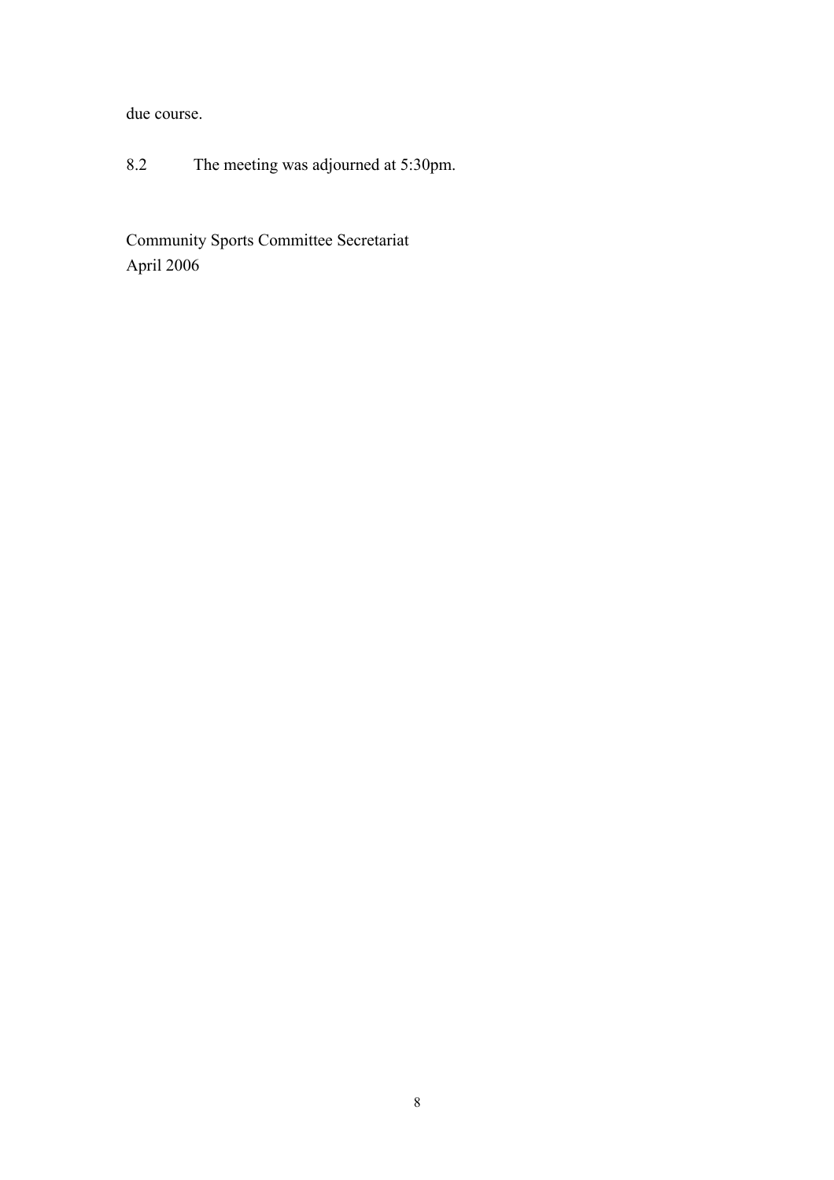due course.

8.2 The meeting was adjourned at 5:30pm.

Community Sports Committee Secretariat
April 2006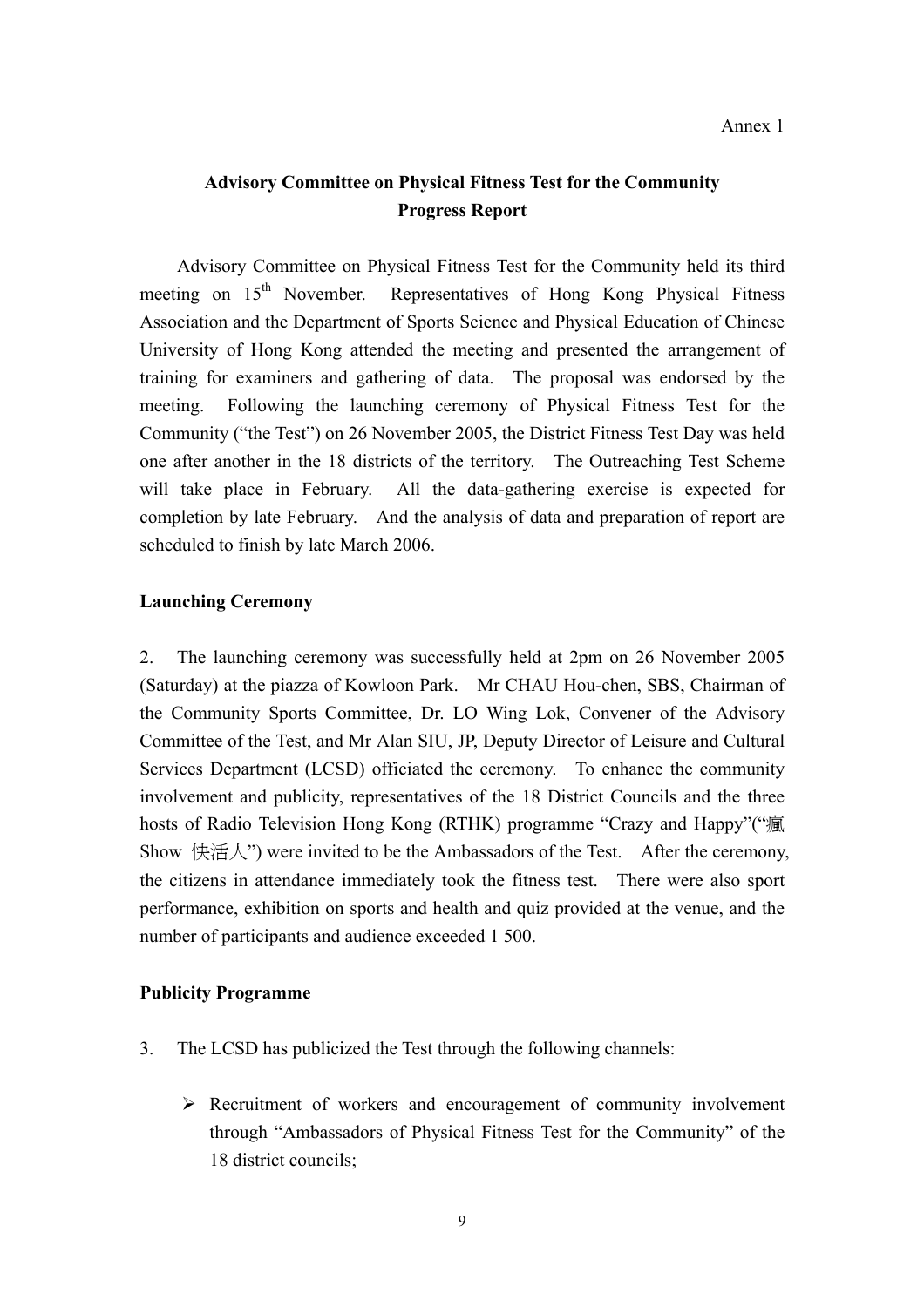Annex 1

## Advisory Committee on Physical Fitness Test for the Community
## Progress Report

Advisory Committee on Physical Fitness Test for the Community held its third meeting on 15th November. Representatives of Hong Kong Physical Fitness Association and the Department of Sports Science and Physical Education of Chinese University of Hong Kong attended the meeting and presented the arrangement of training for examiners and gathering of data. The proposal was endorsed by the meeting. Following the launching ceremony of Physical Fitness Test for the Community ("the Test") on 26 November 2005, the District Fitness Test Day was held one after another in the 18 districts of the territory. The Outreaching Test Scheme will take place in February. All the data-gathering exercise is expected for completion by late February. And the analysis of data and preparation of report are scheduled to finish by late March 2006.

**Launching Ceremony**

2. The launching ceremony was successfully held at 2pm on 26 November 2005 (Saturday) at the piazza of Kowloon Park. Mr CHAU Hou-chen, SBS, Chairman of the Community Sports Committee, Dr. LO Wing Lok, Convener of the Advisory Committee of the Test, and Mr Alan SIU, JP, Deputy Director of Leisure and Cultural Services Department (LCSD) officiated the ceremony. To enhance the community involvement and publicity, representatives of the 18 District Councils and the three hosts of Radio Television Hong Kong (RTHK) programme "Crazy and Happy"("瘋Show 快活人") were invited to be the Ambassadors of the Test. After the ceremony, the citizens in attendance immediately took the fitness test. There were also sport performance, exhibition on sports and health and quiz provided at the venue, and the number of participants and audience exceeded 1 500.

**Publicity Programme**

3. The LCSD has publicized the Test through the following channels:

- Recruitment of workers and encouragement of community involvement through "Ambassadors of Physical Fitness Test for the Community" of the 18 district councils;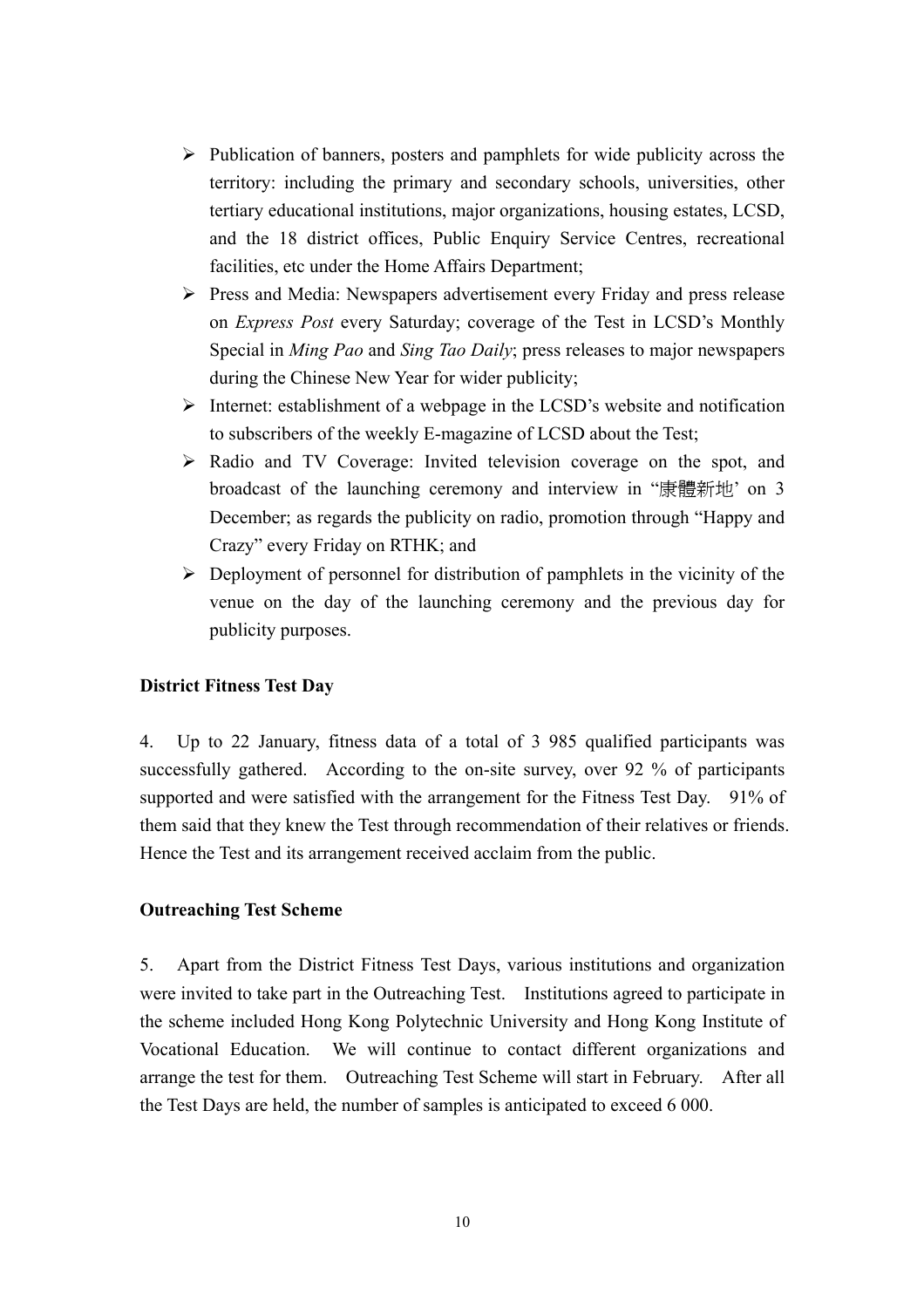- Publication of banners, posters and pamphlets for wide publicity across the territory: including the primary and secondary schools, universities, other tertiary educational institutions, major organizations, housing estates, LCSD, and the 18 district offices, Public Enquiry Service Centres, recreational facilities, etc under the Home Affairs Department;
- Press and Media: Newspapers advertisement every Friday and press release on *Express Post* every Saturday; coverage of the Test in LCSD's Monthly Special in *Ming Pao* and *Sing Tao Daily*; press releases to major newspapers during the Chinese New Year for wider publicity;
- Internet: establishment of a webpage in the LCSD's website and notification to subscribers of the weekly E-magazine of LCSD about the Test;
- Radio and TV Coverage: Invited television coverage on the spot, and broadcast of the launching ceremony and interview in "康體新地' on 3 December; as regards the publicity on radio, promotion through "Happy and Crazy" every Friday on RTHK; and
- Deployment of personnel for distribution of pamphlets in the vicinity of the venue on the day of the launching ceremony and the previous day for publicity purposes.

**District Fitness Test Day**

4. Up to 22 January, fitness data of a total of 3 985 qualified participants was successfully gathered. According to the on-site survey, over 92 % of participants supported and were satisfied with the arrangement for the Fitness Test Day. 91% of them said that they knew the Test through recommendation of their relatives or friends. Hence the Test and its arrangement received acclaim from the public.

**Outreaching Test Scheme**

5. Apart from the District Fitness Test Days, various institutions and organization were invited to take part in the Outreaching Test. Institutions agreed to participate in the scheme included Hong Kong Polytechnic University and Hong Kong Institute of Vocational Education. We will continue to contact different organizations and arrange the test for them. Outreaching Test Scheme will start in February. After all the Test Days are held, the number of samples is anticipated to exceed 6 000.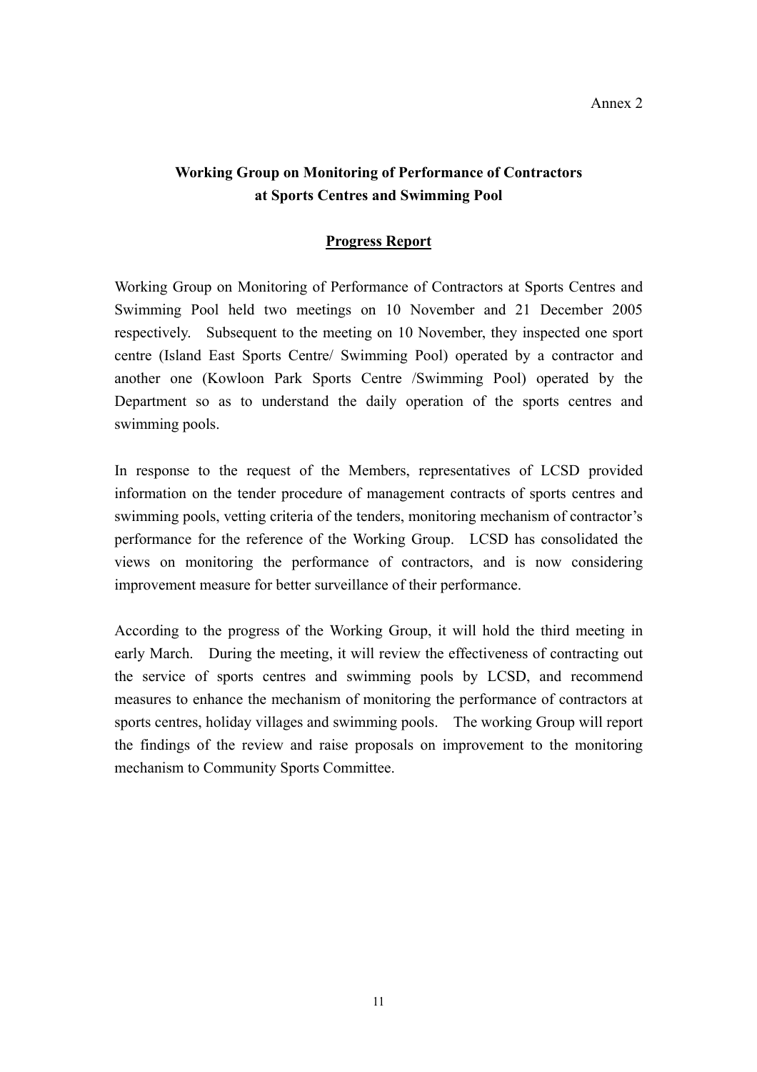Annex 2

## Working Group on Monitoring of Performance of Contractors at Sports Centres and Swimming Pool

### Progress Report

Working Group on Monitoring of Performance of Contractors at Sports Centres and Swimming Pool held two meetings on 10 November and 21 December 2005 respectively. Subsequent to the meeting on 10 November, they inspected one sport centre (Island East Sports Centre/ Swimming Pool) operated by a contractor and another one (Kowloon Park Sports Centre /Swimming Pool) operated by the Department so as to understand the daily operation of the sports centres and swimming pools.

In response to the request of the Members, representatives of LCSD provided information on the tender procedure of management contracts of sports centres and swimming pools, vetting criteria of the tenders, monitoring mechanism of contractor's performance for the reference of the Working Group. LCSD has consolidated the views on monitoring the performance of contractors, and is now considering improvement measure for better surveillance of their performance.

According to the progress of the Working Group, it will hold the third meeting in early March. During the meeting, it will review the effectiveness of contracting out the service of sports centres and swimming pools by LCSD, and recommend measures to enhance the mechanism of monitoring the performance of contractors at sports centres, holiday villages and swimming pools. The working Group will report the findings of the review and raise proposals on improvement to the monitoring mechanism to Community Sports Committee.